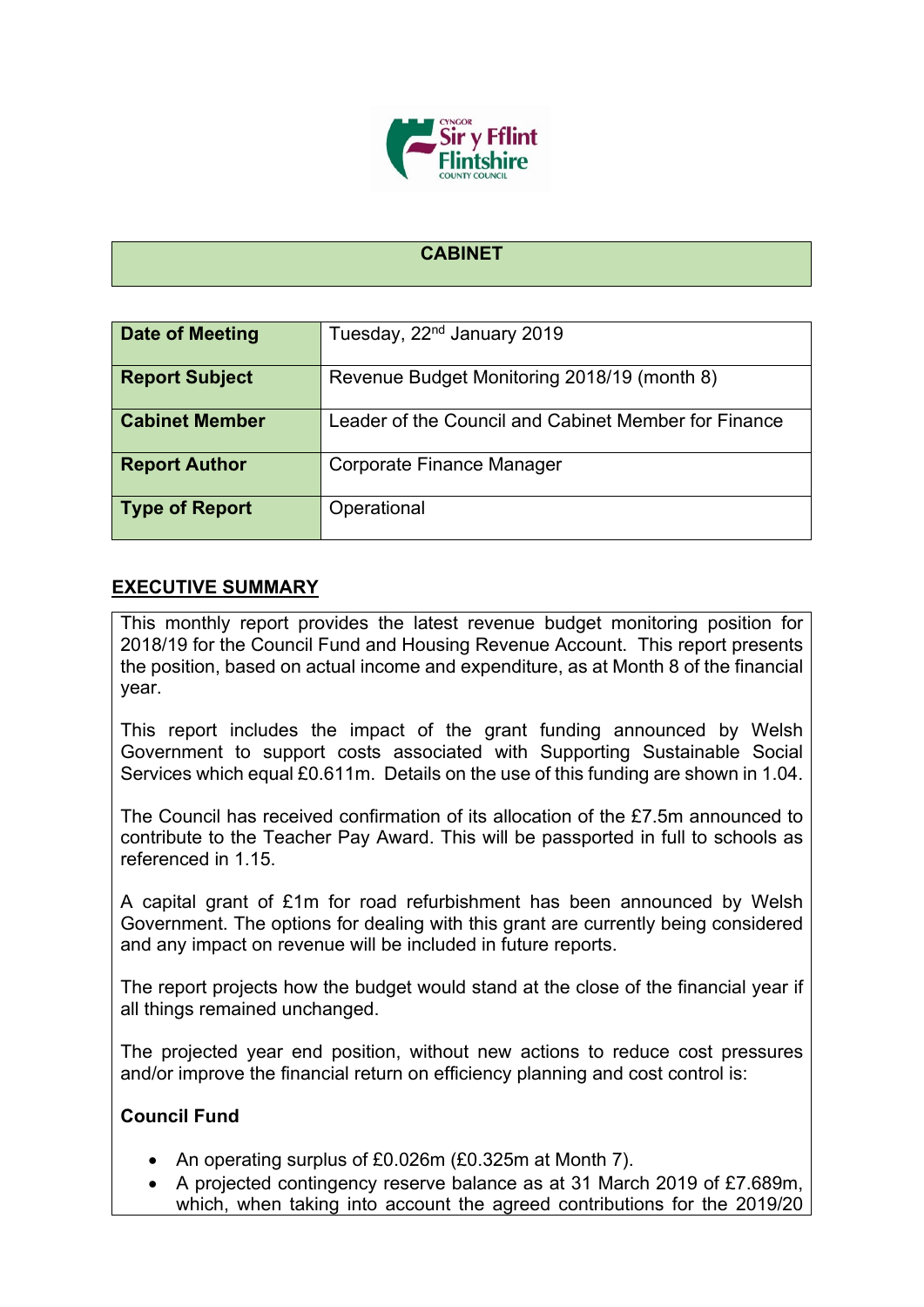## CABINET

| Date of Meeting | Tuesday, 22nd January 2019 |
|---|---|
| Report Subject | Revenue Budget Monitoring 2018/19 (month 8) |
| Cabinet Member | Leader of the Council and Cabinet Member for Finance |
| Report Author | Corporate Finance Manager |
| Type of Report | Operational |

## EXECUTIVE SUMMARY

This monthly report provides the latest revenue budget monitoring position for 2018/19 for the Council Fund and Housing Revenue Account. This report presents the position, based on actual income and expenditure, as at Month 8 of the financial year.

This report includes the impact of the grant funding announced by Welsh Government to support costs associated with Supporting Sustainable Social Services which equal £0.611m. Details on the use of this funding are shown in 1.04.

The Council has received confirmation of its allocation of the £7.5m announced to contribute to the Teacher Pay Award. This will be passported in full to schools as referenced in 1.15.

A capital grant of £1m for road refurbishment has been announced by Welsh Government. The options for dealing with this grant are currently being considered and any impact on revenue will be included in future reports.

The report projects how the budget would stand at the close of the financial year if all things remained unchanged.

The projected year end position, without new actions to reduce cost pressures and/or improve the financial return on efficiency planning and cost control is:

**Council Fund**

- An operating surplus of £0.026m (£0.325m at Month 7).
- A projected contingency reserve balance as at 31 March 2019 of £7.689m, which, when taking into account the agreed contributions for the 2019/20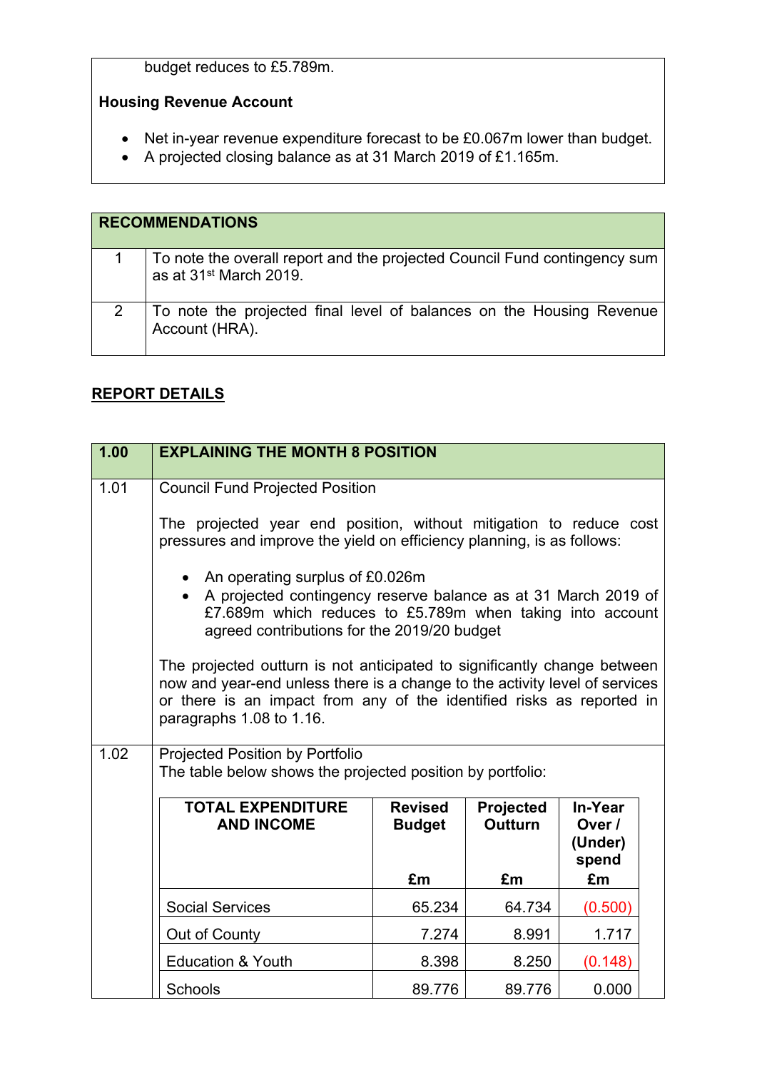budget reduces to £5.789m.

**Housing Revenue Account**

- Net in-year revenue expenditure forecast to be £0.067m lower than budget.
- A projected closing balance as at 31 March 2019 of £1.165m.

| RECOMMENDATIONS | |
|---|---|
| 1 | To note the overall report and the projected Council Fund contingency sum as at 31st March 2019. |
| 2 | To note the projected final level of balances on the Housing Revenue Account (HRA). |

## REPORT DETAILS

| 1.00 | EXPLAINING THE MONTH 8 POSITION |
|---|---|

**1.01** Council Fund Projected Position

The projected year end position, without mitigation to reduce cost pressures and improve the yield on efficiency planning, is as follows:

- An operating surplus of £0.026m
- A projected contingency reserve balance as at 31 March 2019 of £7.689m which reduces to £5.789m when taking into account agreed contributions for the 2019/20 budget

The projected outturn is not anticipated to significantly change between now and year-end unless there is a change to the activity level of services or there is an impact from any of the identified risks as reported in paragraphs 1.08 to 1.16.

**1.02** Projected Position by Portfolio

The table below shows the projected position by portfolio:

| TOTAL EXPENDITURE AND INCOME | Revised Budget £m | Projected Outturn £m | In-Year Over / (Under) spend £m |
|---|---|---|---|
| Social Services | 65.234 | 64.734 | (0.500) |
| Out of County | 7.274 | 8.991 | 1.717 |
| Education & Youth | 8.398 | 8.250 | (0.148) |
| Schools | 89.776 | 89.776 | 0.000 |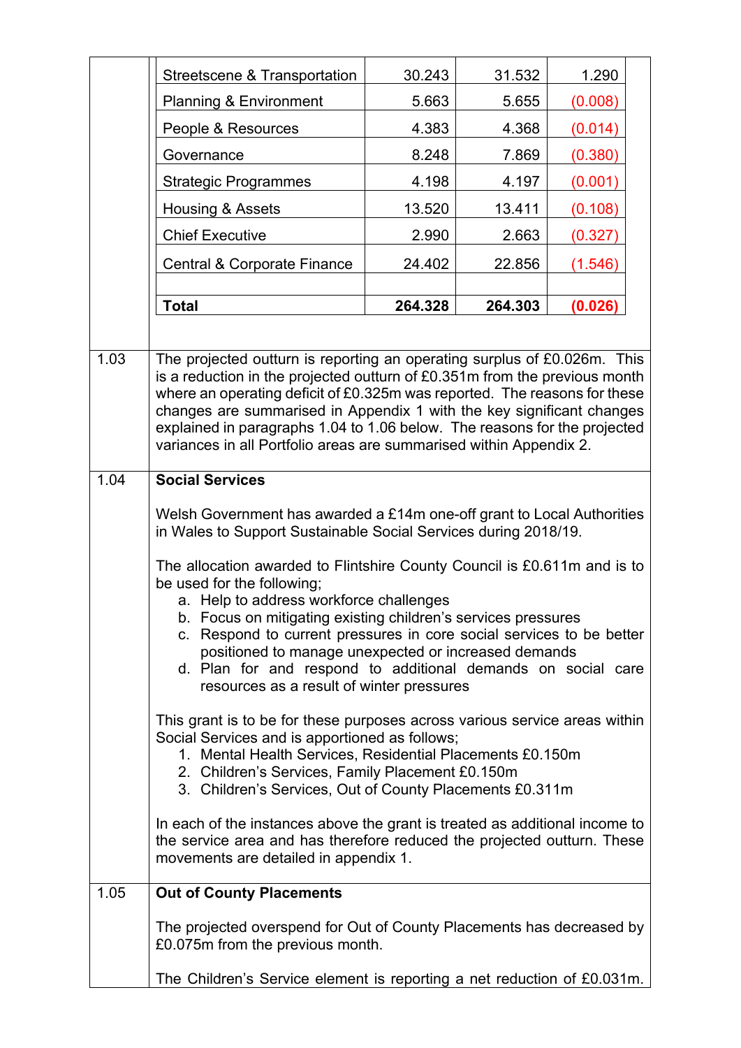| | | | |
|---|---|---|---|
| Streetscene & Transportation | 30.243 | 31.532 | 1.290 |
| Planning & Environment | 5.663 | 5.655 | (0.008) |
| People & Resources | 4.383 | 4.368 | (0.014) |
| Governance | 8.248 | 7.869 | (0.380) |
| Strategic Programmes | 4.198 | 4.197 | (0.001) |
| Housing & Assets | 13.520 | 13.411 | (0.108) |
| Chief Executive | 2.990 | 2.663 | (0.327) |
| Central & Corporate Finance | 24.402 | 22.856 | (1.546) |
| | | | |
| **Total** | **264.328** | **264.303** | **(0.026)** |

1.03 The projected outturn is reporting an operating surplus of £0.026m. This is a reduction in the projected outturn of £0.351m from the previous month where an operating deficit of £0.325m was reported. The reasons for these changes are summarised in Appendix 1 with the key significant changes explained in paragraphs 1.04 to 1.06 below. The reasons for the projected variances in all Portfolio areas are summarised within Appendix 2.

1.04 **Social Services**

Welsh Government has awarded a £14m one-off grant to Local Authorities in Wales to Support Sustainable Social Services during 2018/19.

The allocation awarded to Flintshire County Council is £0.611m and is to be used for the following;

a. Help to address workforce challenges
b. Focus on mitigating existing children's services pressures
c. Respond to current pressures in core social services to be better positioned to manage unexpected or increased demands
d. Plan for and respond to additional demands on social care resources as a result of winter pressures

This grant is to be for these purposes across various service areas within Social Services and is apportioned as follows;

1. Mental Health Services, Residential Placements £0.150m
2. Children's Services, Family Placement £0.150m
3. Children's Services, Out of County Placements £0.311m

In each of the instances above the grant is treated as additional income to the service area and has therefore reduced the projected outturn. These movements are detailed in appendix 1.

1.05 **Out of County Placements**

The projected overspend for Out of County Placements has decreased by £0.075m from the previous month.

The Children's Service element is reporting a net reduction of £0.031m.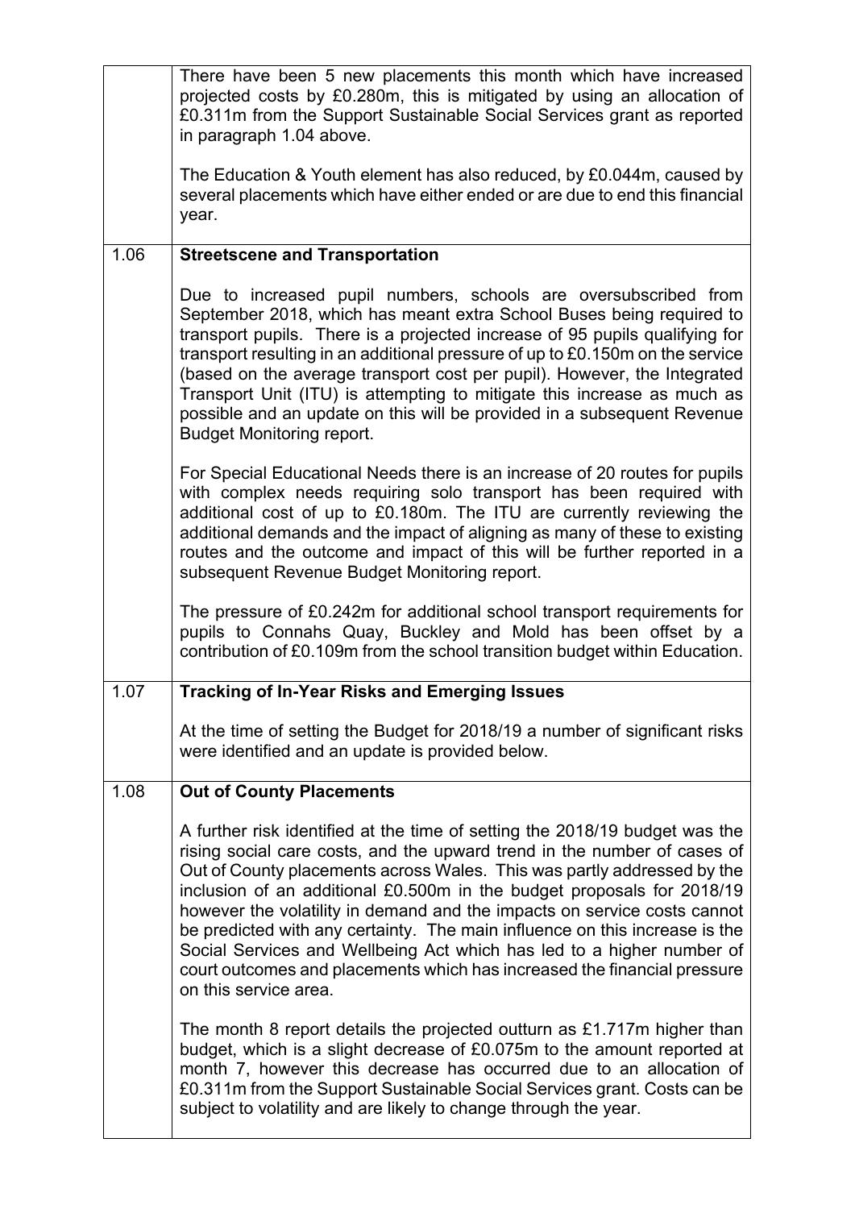| | |
|---|---|
| | There have been 5 new placements this month which have increased projected costs by £0.280m, this is mitigated by using an allocation of £0.311m from the Support Sustainable Social Services grant as reported in paragraph 1.04 above.<br><br>The Education & Youth element has also reduced, by £0.044m, caused by several placements which have either ended or are due to end this financial year. |
| 1.06 | **Streetscene and Transportation**<br><br>Due to increased pupil numbers, schools are oversubscribed from September 2018, which has meant extra School Buses being required to transport pupils. There is a projected increase of 95 pupils qualifying for transport resulting in an additional pressure of up to £0.150m on the service (based on the average transport cost per pupil). However, the Integrated Transport Unit (ITU) is attempting to mitigate this increase as much as possible and an update on this will be provided in a subsequent Revenue Budget Monitoring report.<br><br>For Special Educational Needs there is an increase of 20 routes for pupils with complex needs requiring solo transport has been required with additional cost of up to £0.180m. The ITU are currently reviewing the additional demands and the impact of aligning as many of these to existing routes and the outcome and impact of this will be further reported in a subsequent Revenue Budget Monitoring report.<br><br>The pressure of £0.242m for additional school transport requirements for pupils to Connahs Quay, Buckley and Mold has been offset by a contribution of £0.109m from the school transition budget within Education. |
| 1.07 | **Tracking of In-Year Risks and Emerging Issues**<br><br>At the time of setting the Budget for 2018/19 a number of significant risks were identified and an update is provided below. |
| 1.08 | **Out of County Placements**<br><br>A further risk identified at the time of setting the 2018/19 budget was the rising social care costs, and the upward trend in the number of cases of Out of County placements across Wales. This was partly addressed by the inclusion of an additional £0.500m in the budget proposals for 2018/19 however the volatility in demand and the impacts on service costs cannot be predicted with any certainty. The main influence on this increase is the Social Services and Wellbeing Act which has led to a higher number of court outcomes and placements which has increased the financial pressure on this service area.<br><br>The month 8 report details the projected outturn as £1.717m higher than budget, which is a slight decrease of £0.075m to the amount reported at month 7, however this decrease has occurred due to an allocation of £0.311m from the Support Sustainable Social Services grant. Costs can be subject to volatility and are likely to change through the year. |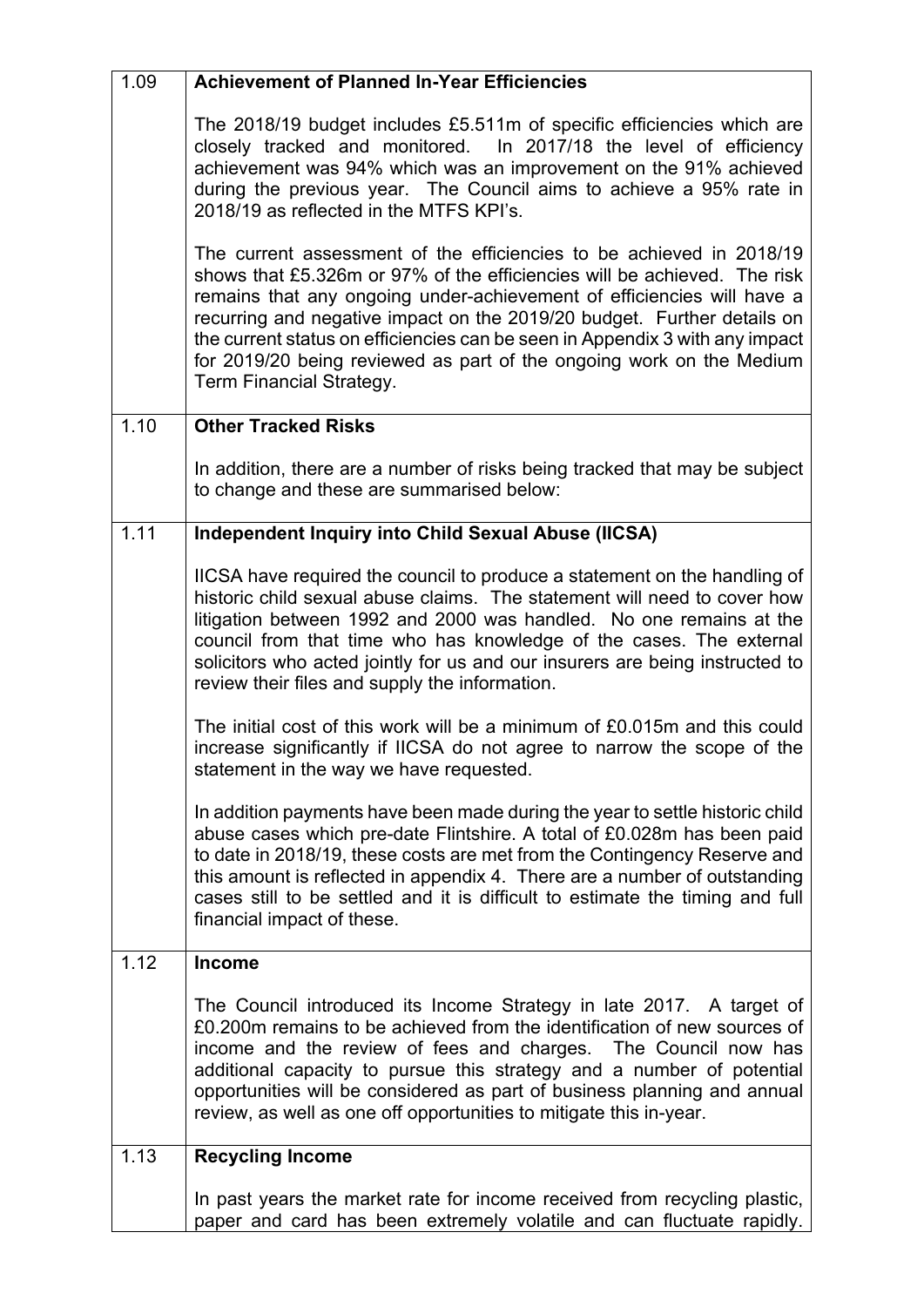| | |
|---|---|
| 1.09 | **Achievement of Planned In-Year Efficiencies**<br><br>The 2018/19 budget includes £5.511m of specific efficiencies which are closely tracked and monitored. In 2017/18 the level of efficiency achievement was 94% which was an improvement on the 91% achieved during the previous year. The Council aims to achieve a 95% rate in 2018/19 as reflected in the MTFS KPI's.<br><br>The current assessment of the efficiencies to be achieved in 2018/19 shows that £5.326m or 97% of the efficiencies will be achieved. The risk remains that any ongoing under-achievement of efficiencies will have a recurring and negative impact on the 2019/20 budget. Further details on the current status on efficiencies can be seen in Appendix 3 with any impact for 2019/20 being reviewed as part of the ongoing work on the Medium Term Financial Strategy. |
| 1.10 | **Other Tracked Risks**<br><br>In addition, there are a number of risks being tracked that may be subject to change and these are summarised below: |
| 1.11 | **Independent Inquiry into Child Sexual Abuse (IICSA)**<br><br>IICSA have required the council to produce a statement on the handling of historic child sexual abuse claims. The statement will need to cover how litigation between 1992 and 2000 was handled. No one remains at the council from that time who has knowledge of the cases. The external solicitors who acted jointly for us and our insurers are being instructed to review their files and supply the information.<br><br>The initial cost of this work will be a minimum of £0.015m and this could increase significantly if IICSA do not agree to narrow the scope of the statement in the way we have requested.<br><br>In addition payments have been made during the year to settle historic child abuse cases which pre-date Flintshire. A total of £0.028m has been paid to date in 2018/19, these costs are met from the Contingency Reserve and this amount is reflected in appendix 4. There are a number of outstanding cases still to be settled and it is difficult to estimate the timing and full financial impact of these. |
| 1.12 | **Income**<br><br>The Council introduced its Income Strategy in late 2017. A target of £0.200m remains to be achieved from the identification of new sources of income and the review of fees and charges. The Council now has additional capacity to pursue this strategy and a number of potential opportunities will be considered as part of business planning and annual review, as well as one off opportunities to mitigate this in-year. |
| 1.13 | **Recycling Income**<br><br>In past years the market rate for income received from recycling plastic, paper and card has been extremely volatile and can fluctuate rapidly. |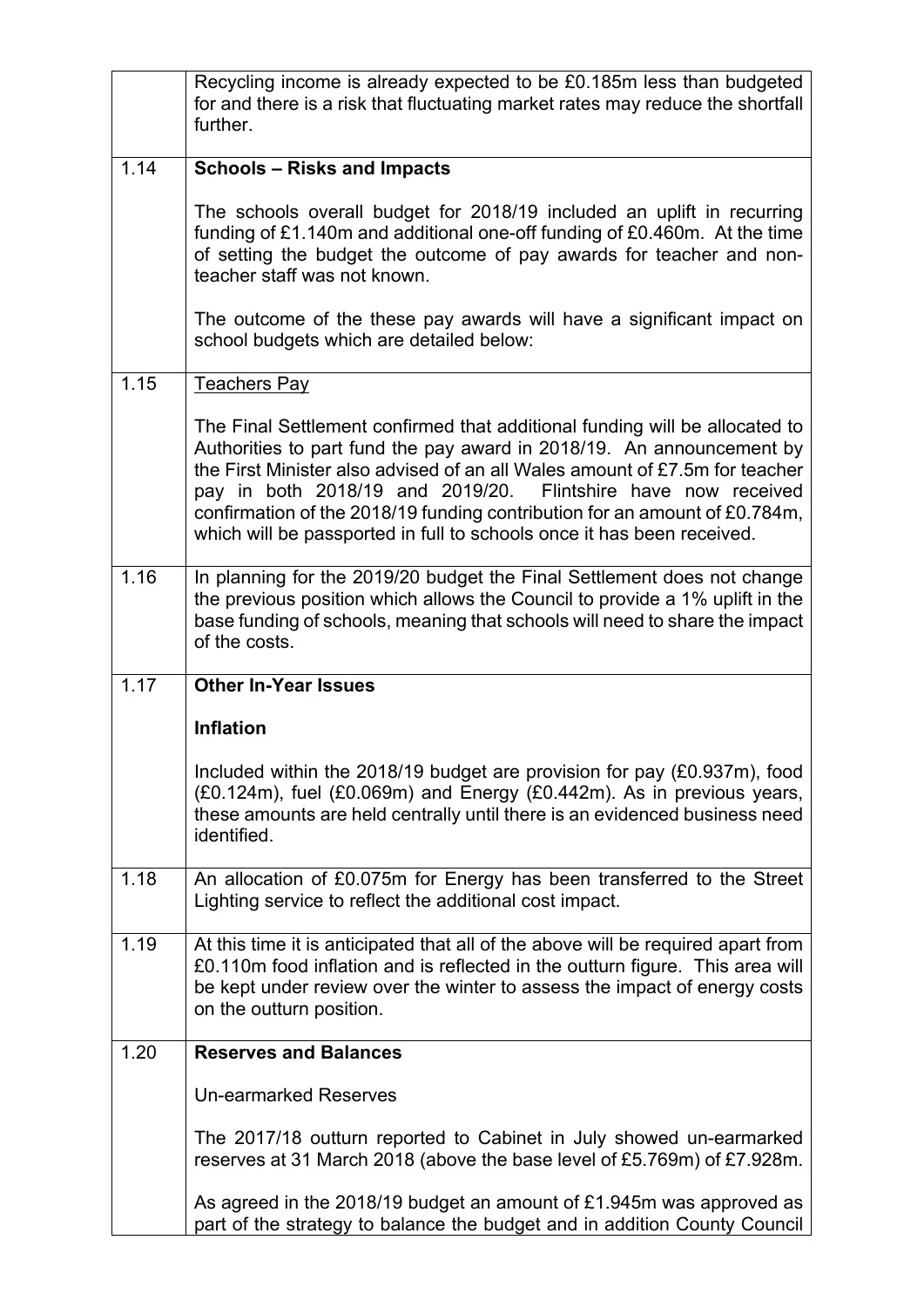| | |
|---|---|
| | Recycling income is already expected to be £0.185m less than budgeted for and there is a risk that fluctuating market rates may reduce the shortfall further. |
| 1.14 | **Schools – Risks and Impacts**<br><br>The schools overall budget for 2018/19 included an uplift in recurring funding of £1.140m and additional one-off funding of £0.460m. At the time of setting the budget the outcome of pay awards for teacher and non-teacher staff was not known.<br><br>The outcome of the these pay awards will have a significant impact on school budgets which are detailed below: |
| 1.15 | Teachers Pay<br><br>The Final Settlement confirmed that additional funding will be allocated to Authorities to part fund the pay award in 2018/19. An announcement by the First Minister also advised of an all Wales amount of £7.5m for teacher pay in both 2018/19 and 2019/20. Flintshire have now received confirmation of the 2018/19 funding contribution for an amount of £0.784m, which will be passported in full to schools once it has been received. |
| 1.16 | In planning for the 2019/20 budget the Final Settlement does not change the previous position which allows the Council to provide a 1% uplift in the base funding of schools, meaning that schools will need to share the impact of the costs. |
| 1.17 | **Other In-Year Issues**<br><br>**Inflation**<br><br>Included within the 2018/19 budget are provision for pay (£0.937m), food (£0.124m), fuel (£0.069m) and Energy (£0.442m). As in previous years, these amounts are held centrally until there is an evidenced business need identified. |
| 1.18 | An allocation of £0.075m for Energy has been transferred to the Street Lighting service to reflect the additional cost impact. |
| 1.19 | At this time it is anticipated that all of the above will be required apart from £0.110m food inflation and is reflected in the outturn figure. This area will be kept under review over the winter to assess the impact of energy costs on the outturn position. |
| 1.20 | **Reserves and Balances**<br><br>Un-earmarked Reserves<br><br>The 2017/18 outturn reported to Cabinet in July showed un-earmarked reserves at 31 March 2018 (above the base level of £5.769m) of £7.928m.<br><br>As agreed in the 2018/19 budget an amount of £1.945m was approved as part of the strategy to balance the budget and in addition County Council |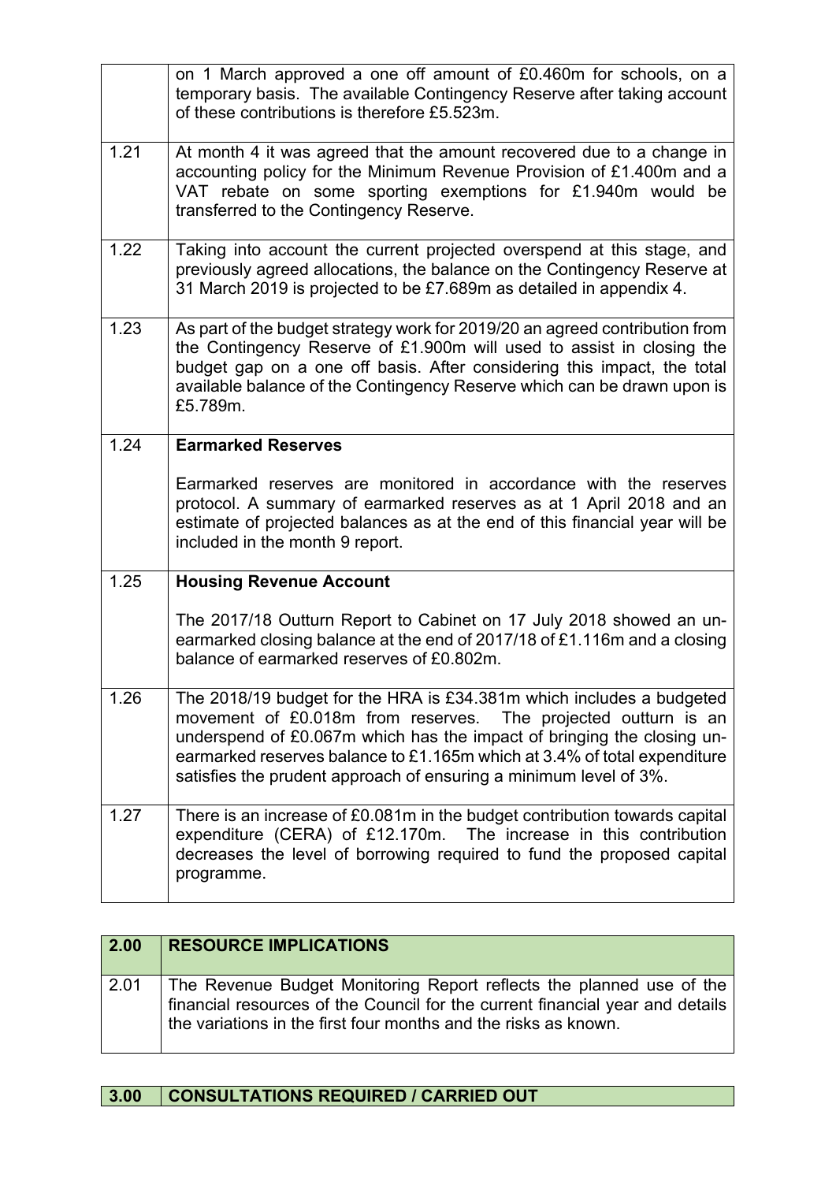| | |
|---|---|
| | on 1 March approved a one off amount of £0.460m for schools, on a temporary basis. The available Contingency Reserve after taking account of these contributions is therefore £5.523m. |
| 1.21 | At month 4 it was agreed that the amount recovered due to a change in accounting policy for the Minimum Revenue Provision of £1.400m and a VAT rebate on some sporting exemptions for £1.940m would be transferred to the Contingency Reserve. |
| 1.22 | Taking into account the current projected overspend at this stage, and previously agreed allocations, the balance on the Contingency Reserve at 31 March 2019 is projected to be £7.689m as detailed in appendix 4. |
| 1.23 | As part of the budget strategy work for 2019/20 an agreed contribution from the Contingency Reserve of £1.900m will used to assist in closing the budget gap on a one off basis. After considering this impact, the total available balance of the Contingency Reserve which can be drawn upon is £5.789m. |
| 1.24 | **Earmarked Reserves**<br><br>Earmarked reserves are monitored in accordance with the reserves protocol. A summary of earmarked reserves as at 1 April 2018 and an estimate of projected balances as at the end of this financial year will be included in the month 9 report. |
| 1.25 | **Housing Revenue Account**<br><br>The 2017/18 Outturn Report to Cabinet on 17 July 2018 showed an un-earmarked closing balance at the end of 2017/18 of £1.116m and a closing balance of earmarked reserves of £0.802m. |
| 1.26 | The 2018/19 budget for the HRA is £34.381m which includes a budgeted movement of £0.018m from reserves. The projected outturn is an underspend of £0.067m which has the impact of bringing the closing un-earmarked reserves balance to £1.165m which at 3.4% of total expenditure satisfies the prudent approach of ensuring a minimum level of 3%. |
| 1.27 | There is an increase of £0.081m in the budget contribution towards capital expenditure (CERA) of £12.170m. The increase in this contribution decreases the level of borrowing required to fund the proposed capital programme. |

| 2.00 | RESOURCE IMPLICATIONS |
|---|---|
| 2.01 | The Revenue Budget Monitoring Report reflects the planned use of the financial resources of the Council for the current financial year and details the variations in the first four months and the risks as known. |

| 3.00 | CONSULTATIONS REQUIRED / CARRIED OUT |
|---|---|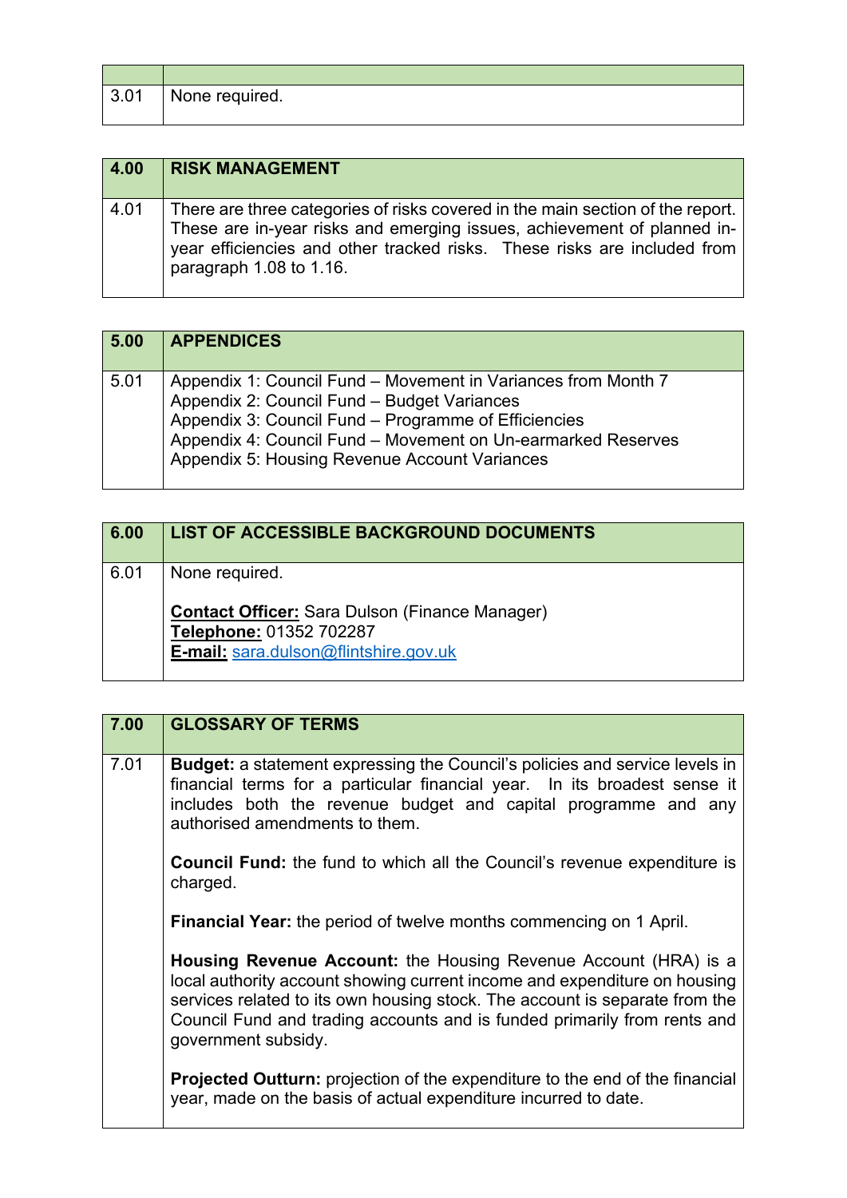| | |
|---|---|
| 3.01 | None required. |

| 4.00 | RISK MANAGEMENT |
|---|---|
| 4.01 | There are three categories of risks covered in the main section of the report. These are in-year risks and emerging issues, achievement of planned in-year efficiencies and other tracked risks. These risks are included from paragraph 1.08 to 1.16. |

| 5.00 | APPENDICES |
|---|---|
| 5.01 | Appendix 1: Council Fund – Movement in Variances from Month 7<br>Appendix 2: Council Fund – Budget Variances<br>Appendix 3: Council Fund – Programme of Efficiencies<br>Appendix 4: Council Fund – Movement on Un-earmarked Reserves<br>Appendix 5: Housing Revenue Account Variances |

| 6.00 | LIST OF ACCESSIBLE BACKGROUND DOCUMENTS |
|---|---|
| 6.01 | None required.<br><br>**Contact Officer:** Sara Dulson (Finance Manager)<br>**Telephone:** 01352 702287<br>**E-mail:** sara.dulson@flintshire.gov.uk |

| 7.00 | GLOSSARY OF TERMS |
|---|---|
| 7.01 | **Budget:** a statement expressing the Council's policies and service levels in financial terms for a particular financial year. In its broadest sense it includes both the revenue budget and capital programme and any authorised amendments to them.<br><br>**Council Fund:** the fund to which all the Council's revenue expenditure is charged.<br><br>**Financial Year:** the period of twelve months commencing on 1 April.<br><br>**Housing Revenue Account:** the Housing Revenue Account (HRA) is a local authority account showing current income and expenditure on housing services related to its own housing stock. The account is separate from the Council Fund and trading accounts and is funded primarily from rents and government subsidy.<br><br>**Projected Outturn:** projection of the expenditure to the end of the financial year, made on the basis of actual expenditure incurred to date. |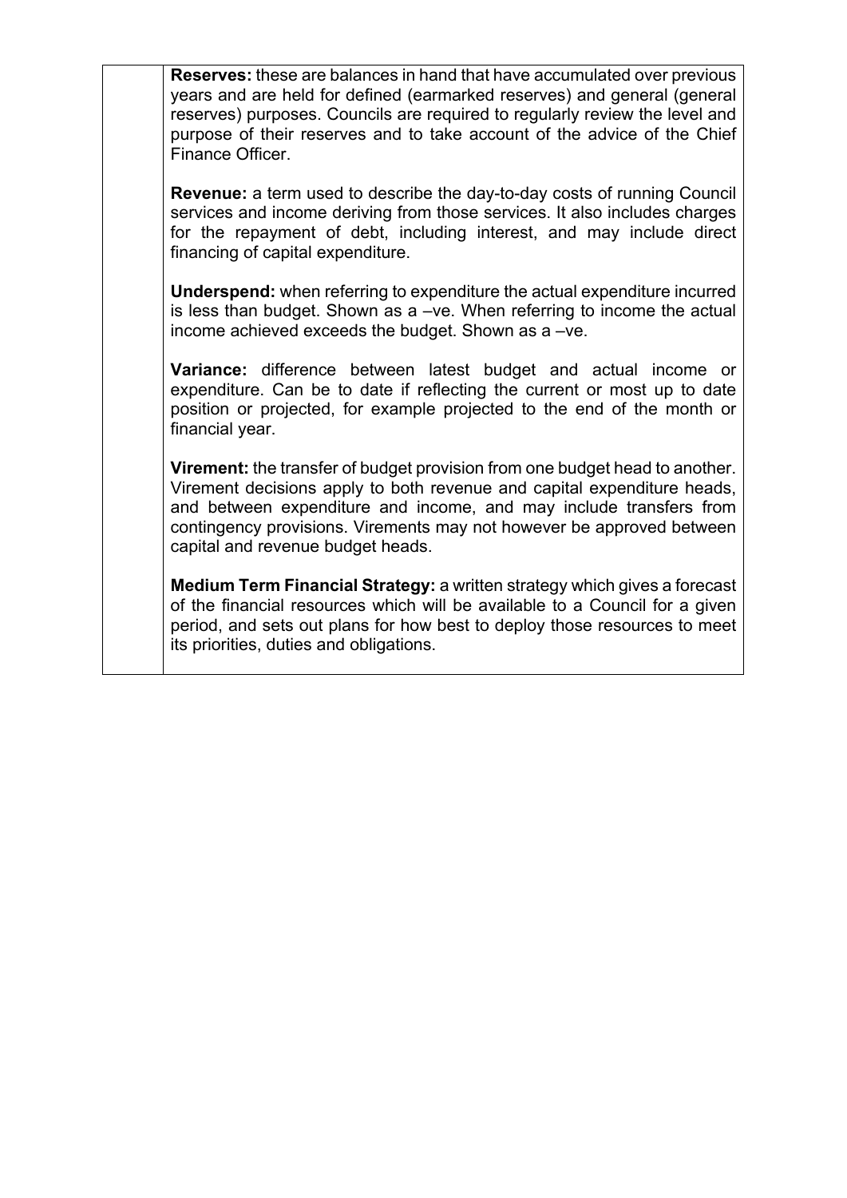| | |
|---|---|
| | **Reserves:** these are balances in hand that have accumulated over previous years and are held for defined (earmarked reserves) and general (general reserves) purposes. Councils are required to regularly review the level and purpose of their reserves and to take account of the advice of the Chief Finance Officer.<br><br>**Revenue:** a term used to describe the day-to-day costs of running Council services and income deriving from those services. It also includes charges for the repayment of debt, including interest, and may include direct financing of capital expenditure.<br><br>**Underspend:** when referring to expenditure the actual expenditure incurred is less than budget. Shown as a –ve. When referring to income the actual income achieved exceeds the budget. Shown as a –ve.<br><br>**Variance:** difference between latest budget and actual income or expenditure. Can be to date if reflecting the current or most up to date position or projected, for example projected to the end of the month or financial year.<br><br>**Virement:** the transfer of budget provision from one budget head to another. Virement decisions apply to both revenue and capital expenditure heads, and between expenditure and income, and may include transfers from contingency provisions. Virements may not however be approved between capital and revenue budget heads.<br><br>**Medium Term Financial Strategy:** a written strategy which gives a forecast of the financial resources which will be available to a Council for a given period, and sets out plans for how best to deploy those resources to meet its priorities, duties and obligations. |